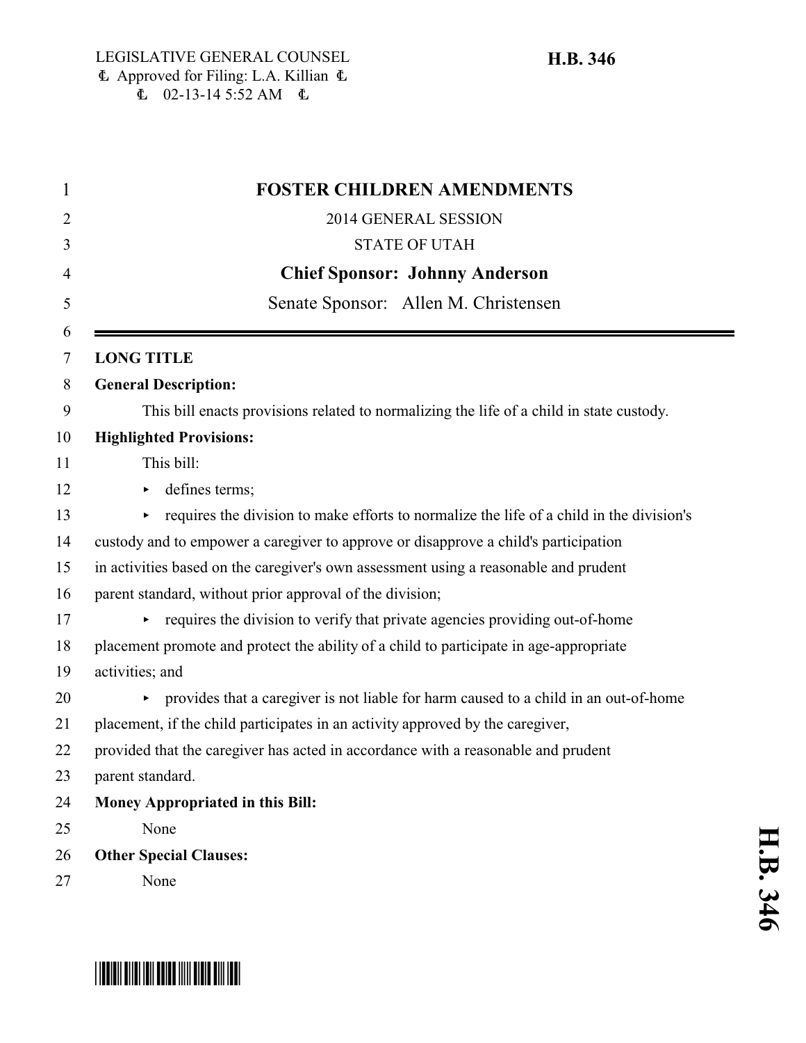LEGISLATIVE GENERAL COUNSEL
Approved for Filing: L.A. Killian
02-13-14 5:52 AM

**H.B. 346**

# FOSTER CHILDREN AMENDMENTS

2014 GENERAL SESSION

STATE OF UTAH

**Chief Sponsor: Johnny Anderson**

Senate Sponsor: Allen M. Christensen

**LONG TITLE**

**General Description:**

This bill enacts provisions related to normalizing the life of a child in state custody.

**Highlighted Provisions:**

This bill:

- defines terms;
- requires the division to make efforts to normalize the life of a child in the division's custody and to empower a caregiver to approve or disapprove a child's participation in activities based on the caregiver's own assessment using a reasonable and prudent parent standard, without prior approval of the division;
- requires the division to verify that private agencies providing out-of-home placement promote and protect the ability of a child to participate in age-appropriate activities; and
- provides that a caregiver is not liable for harm caused to a child in an out-of-home placement, if the child participates in an activity approved by the caregiver, provided that the caregiver has acted in accordance with a reasonable and prudent parent standard.

**Money Appropriated in this Bill:**

None

**Other Special Clauses:**

None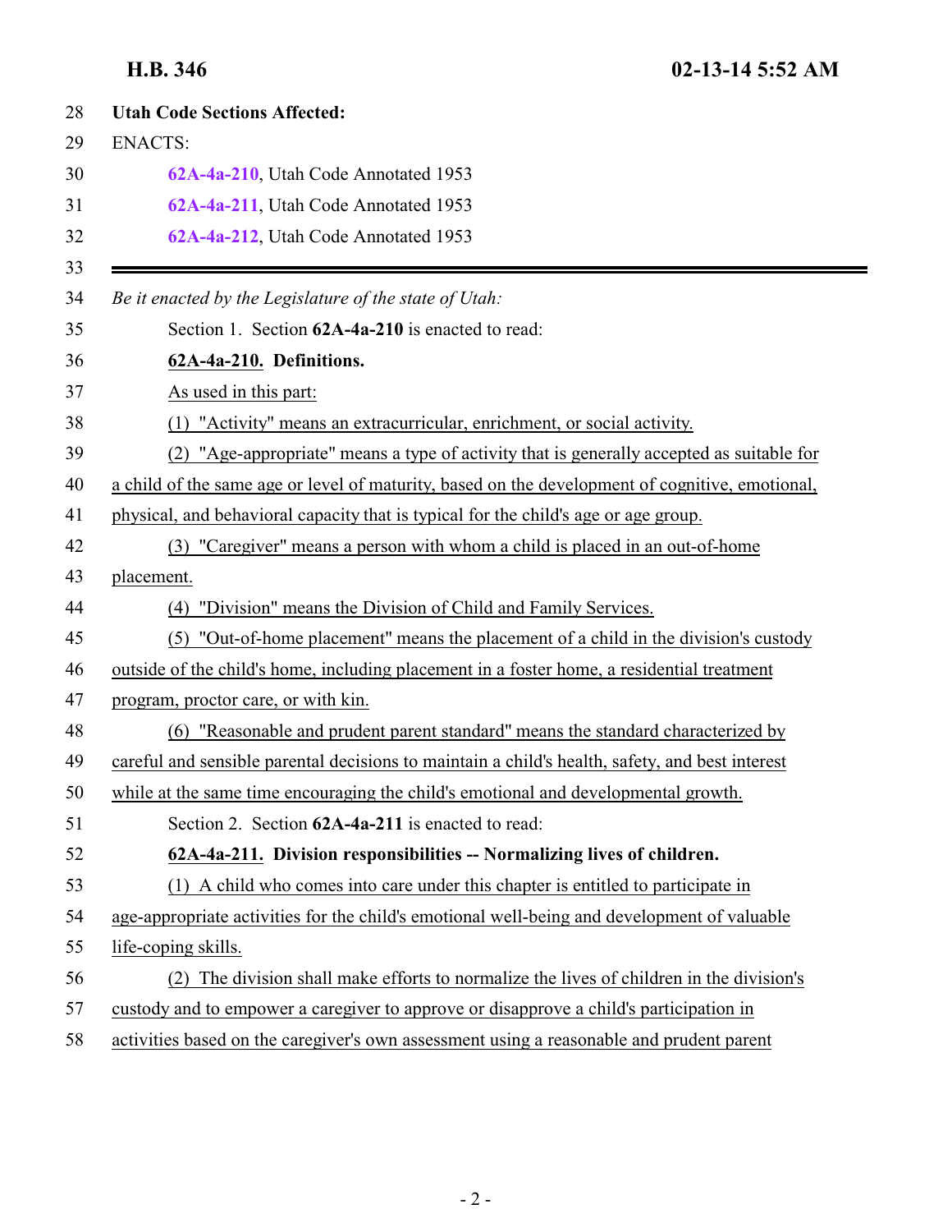**Utah Code Sections Affected:**

ENACTS:

62A-4a-210, Utah Code Annotated 1953

62A-4a-211, Utah Code Annotated 1953

62A-4a-212, Utah Code Annotated 1953

---

*Be it enacted by the Legislature of the state of Utah:*

Section 1. Section **62A-4a-210** is enacted to read:

**62A-4a-210. Definitions.**

As used in this part:

(1) "Activity" means an extracurricular, enrichment, or social activity.

(2) "Age-appropriate" means a type of activity that is generally accepted as suitable for a child of the same age or level of maturity, based on the development of cognitive, emotional, physical, and behavioral capacity that is typical for the child's age or age group.

(3) "Caregiver" means a person with whom a child is placed in an out-of-home placement.

(4) "Division" means the Division of Child and Family Services.

(5) "Out-of-home placement" means the placement of a child in the division's custody outside of the child's home, including placement in a foster home, a residential treatment program, proctor care, or with kin.

(6) "Reasonable and prudent parent standard" means the standard characterized by careful and sensible parental decisions to maintain a child's health, safety, and best interest while at the same time encouraging the child's emotional and developmental growth.

Section 2. Section **62A-4a-211** is enacted to read:

**62A-4a-211. Division responsibilities -- Normalizing lives of children.**

(1) A child who comes into care under this chapter is entitled to participate in age-appropriate activities for the child's emotional well-being and development of valuable life-coping skills.

(2) The division shall make efforts to normalize the lives of children in the division's custody and to empower a caregiver to approve or disapprove a child's participation in activities based on the caregiver's own assessment using a reasonable and prudent parent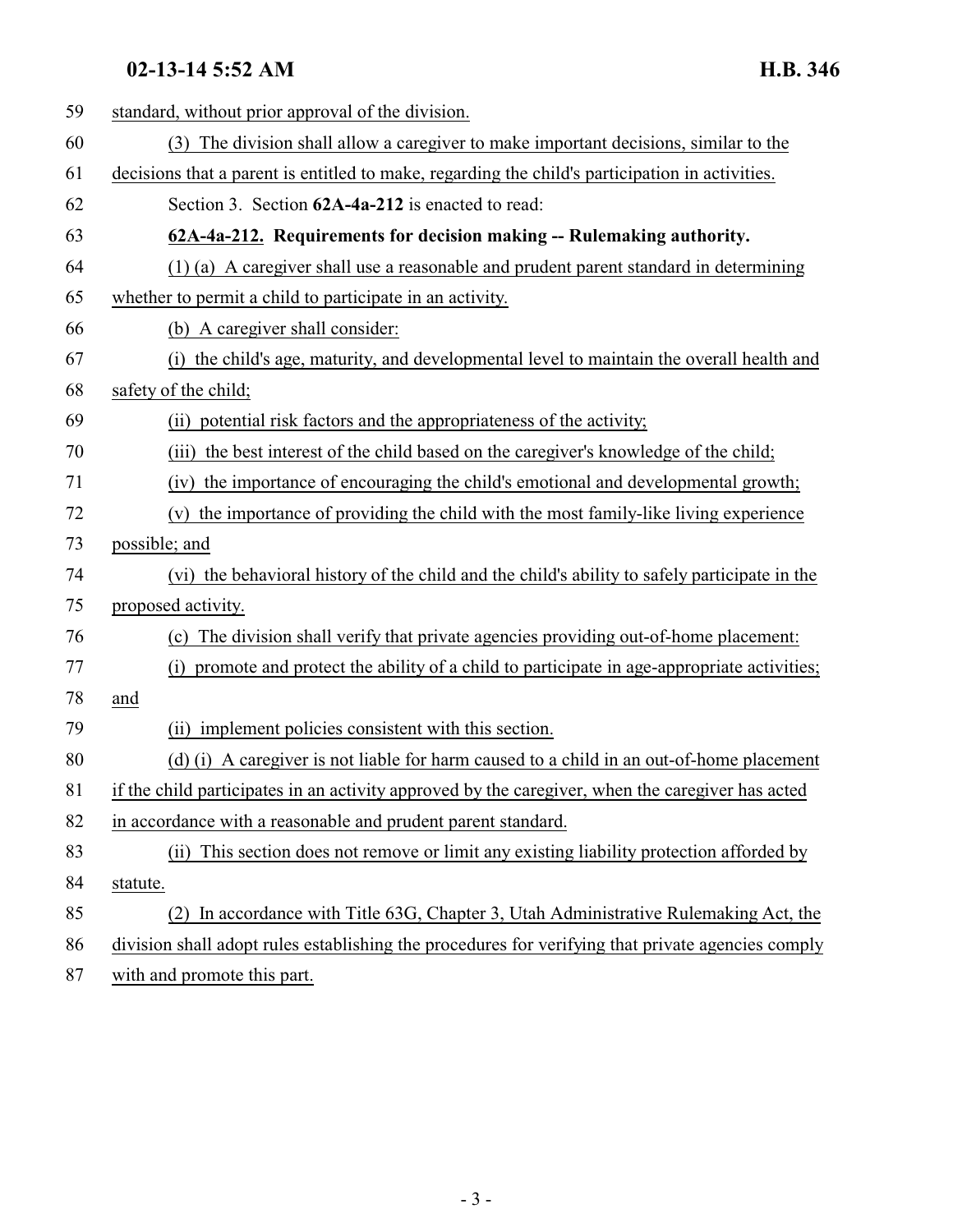standard, without prior approval of the division.

(3) The division shall allow a caregiver to make important decisions, similar to the decisions that a parent is entitled to make, regarding the child's participation in activities.

Section 3. Section **62A-4a-212** is enacted to read:

**62A-4a-212. Requirements for decision making -- Rulemaking authority.**

(1) (a) A caregiver shall use a reasonable and prudent parent standard in determining whether to permit a child to participate in an activity.

(b) A caregiver shall consider:

(i) the child's age, maturity, and developmental level to maintain the overall health and safety of the child;

(ii) potential risk factors and the appropriateness of the activity;

(iii) the best interest of the child based on the caregiver's knowledge of the child;

(iv) the importance of encouraging the child's emotional and developmental growth;

(v) the importance of providing the child with the most family-like living experience possible; and

(vi) the behavioral history of the child and the child's ability to safely participate in the proposed activity.

(c) The division shall verify that private agencies providing out-of-home placement:

(i) promote and protect the ability of a child to participate in age-appropriate activities; and

(ii) implement policies consistent with this section.

(d) (i) A caregiver is not liable for harm caused to a child in an out-of-home placement if the child participates in an activity approved by the caregiver, when the caregiver has acted in accordance with a reasonable and prudent parent standard.

(ii) This section does not remove or limit any existing liability protection afforded by statute.

(2) In accordance with Title 63G, Chapter 3, Utah Administrative Rulemaking Act, the division shall adopt rules establishing the procedures for verifying that private agencies comply with and promote this part.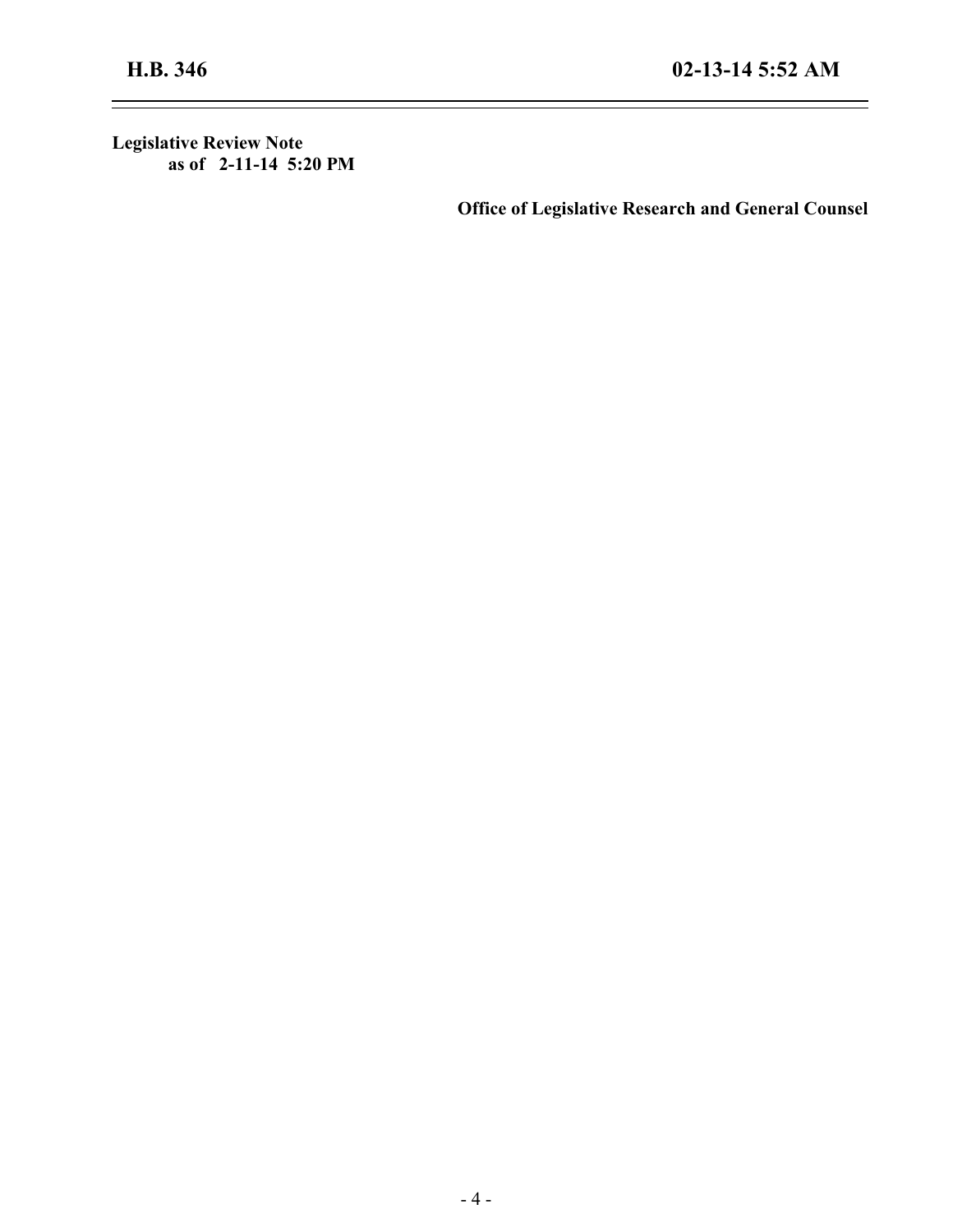**Legislative Review Note**
**as of 2-11-14 5:20 PM**

**Office of Legislative Research and General Counsel**